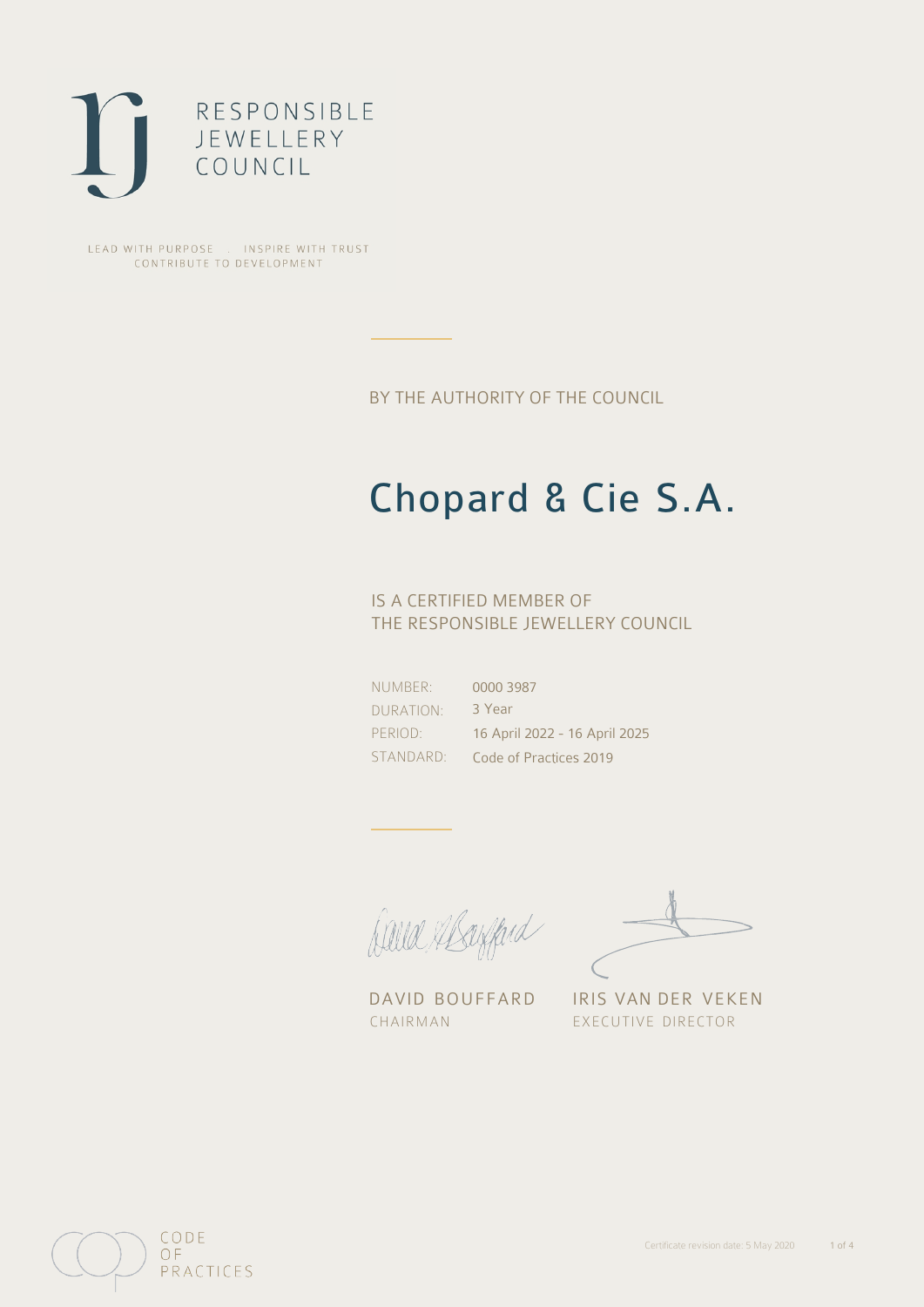RESPONSIBLE
JEWELLERY
COUNCIL

LEAD WITH PURPOSE . INSPIRE WITH TRUST
CONTRIBUTE TO DEVELOPMENT

BY THE AUTHORITY OF THE COUNCIL

# Chopard & Cie S.A.

IS A CERTIFIED MEMBER OF
THE RESPONSIBLE JEWELLERY COUNCIL

| | |
|---|---|
| NUMBER: | 0000 3987 |
| DURATION: | 3 Year |
| PERIOD: | 16 April 2022 - 16 April 2025 |
| STANDARD: | Code of Practices 2019 |

DAVID BOUFFARD
CHAIRMAN

IRIS VAN DER VEKEN
EXECUTIVE DIRECTOR

CODE
OF
PRACTICES

Certificate revision date: 5 May 2020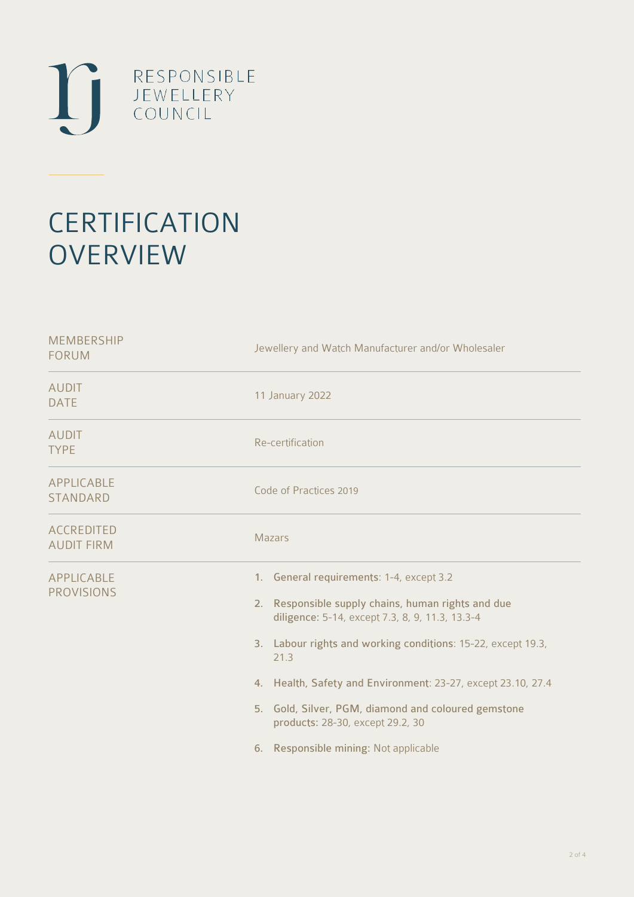RESPONSIBLE
JEWELLERY
COUNCIL

# CERTIFICATION OVERVIEW

| | |
|---|---|
| MEMBERSHIP FORUM | Jewellery and Watch Manufacturer and/or Wholesaler |
| AUDIT DATE | 11 January 2022 |
| AUDIT TYPE | Re-certification |
| APPLICABLE STANDARD | Code of Practices 2019 |
| ACCREDITED AUDIT FIRM | Mazars |
| APPLICABLE PROVISIONS | 1. **General requirements**: 1-4, except 3.2<br>2. **Responsible supply chains, human rights and due diligence:** 5-14, except 7.3, 8, 9, 11.3, 13.3-4<br>3. **Labour rights and working conditions**: 15-22, except 19.3, 21.3<br>4. **Health, Safety and Environment**: 23-27, except 23.10, 27.4<br>5. **Gold, Silver, PGM, diamond and coloured gemstone products**: 28-30, except 29.2, 30<br>6. **Responsible mining:** Not applicable |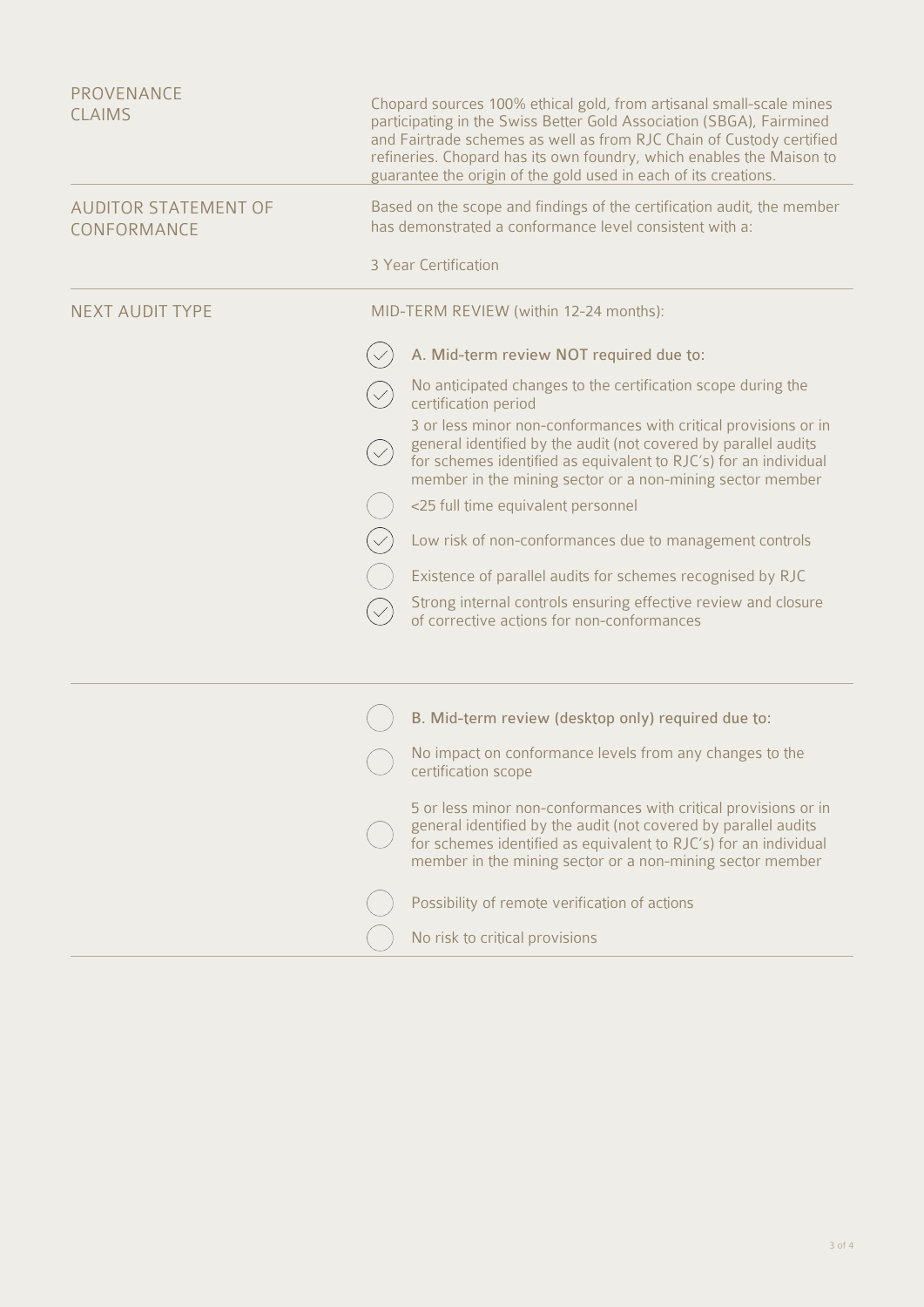| | |
|---|---|
| PROVENANCE CLAIMS | Chopard sources 100% ethical gold, from artisanal small-scale mines participating in the Swiss Better Gold Association (SBGA), Fairmined and Fairtrade schemes as well as from RJC Chain of Custody certified refineries. Chopard has its own foundry, which enables the Maison to guarantee the origin of the gold used in each of its creations. |
| AUDITOR STATEMENT OF CONFORMANCE | Based on the scope and findings of the certification audit, the member has demonstrated a conformance level consistent with a:<br><br>3 Year Certification |

**NEXT AUDIT TYPE**

MID-TERM REVIEW (within 12-24 months):

- [x] A. Mid-term review NOT required due to:
- [x] No anticipated changes to the certification scope during the certification period
- [x] 3 or less minor non-conformances with critical provisions or in general identified by the audit (not covered by parallel audits for schemes identified as equivalent to RJC's) for an individual member in the mining sector or a non-mining sector member
- [ ] <25 full time equivalent personnel
- [x] Low risk of non-conformances due to management controls
- [ ] Existence of parallel audits for schemes recognised by RJC
- [x] Strong internal controls ensuring effective review and closure of corrective actions for non-conformances

---

- [ ] B. Mid-term review (desktop only) required due to:
- [ ] No impact on conformance levels from any changes to the certification scope
- [ ] 5 or less minor non-conformances with critical provisions or in general identified by the audit (not covered by parallel audits for schemes identified as equivalent to RJC's) for an individual member in the mining sector or a non-mining sector member
- [ ] Possibility of remote verification of actions
- [ ] No risk to critical provisions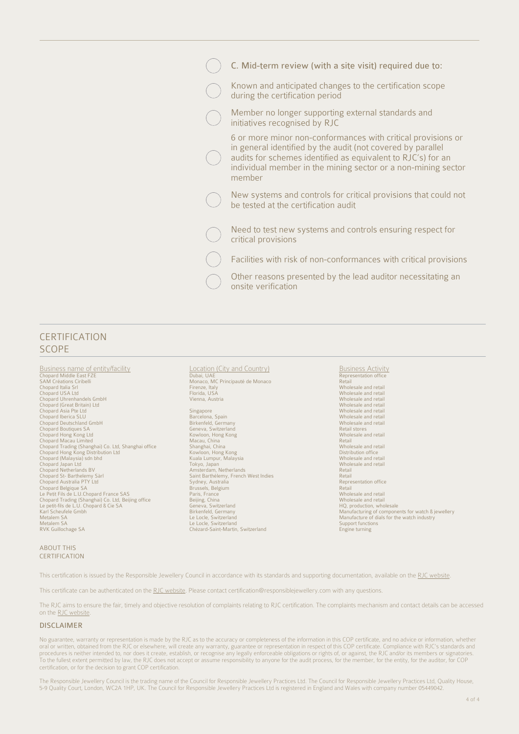C. Mid-term review (with a site visit) required due to:

- Known and anticipated changes to the certification scope during the certification period
- Member no longer supporting external standards and initiatives recognised by RJC
- 6 or more minor non-conformances with critical provisions or in general identified by the audit (not covered by parallel audits for schemes identified as equivalent to RJC's) for an individual member in the mining sector or a non-mining sector member
- New systems and controls for critical provisions that could not be tested at the certification audit
- Need to test new systems and controls ensuring respect for critical provisions
- Facilities with risk of non-conformances with critical provisions
- Other reasons presented by the lead auditor necessitating an onsite verification

## CERTIFICATION SCOPE

| Business name of entity/facility | Location (City and Country) | Business Activity |
|---|---|---|
| Chopard Middle East FZE | Dubai, UAE | Representation office |
| SAM Créations Ciribelli | Monaco, MC Principauté de Monaco | Retail |
| Chopard Italia Srl | Firenze, Italy | Wholesale and retail |
| Chopard USA Ltd | Florida, USA | Wholesale and retail |
| Chopard Uhrenhandels GmbH | Vienna, Austria | Wholesale and retail |
| Chopard (Great Britain) Ltd | | Wholesale and retail |
| Chopard Asia Pte Ltd | Singapore | Wholesale and retail |
| Chopard Iberica SLU | Barcelona, Spain | Wholesale and retail |
| Chopard Deutschland GmbH | Birkenfeld, Germany | Wholesale and retail |
| Chopard Boutiques SA | Geneva, Switzerland | Retail stores |
| Chopard Hong Kong Ltd | Kowloon, Hong Kong | Wholesale and retail |
| Chopard Macau Limited | Macau, China | Retail |
| Chopard Trading (Shanghai) Co. Ltd, Shanghai office | Shanghai, China | Wholesale and retail |
| Chopard Hong Kong Distribution Ltd | Kowloon, Hong Kong | Distribution office |
| Chopard (Malaysia) sdn bhd | Kuala Lumpur, Malaysia | Wholesale and retail |
| Chopard Japan Ltd | Tokyo, Japan | Wholesale and retail |
| Chopard Netherlands BV | Amsterdam, Netherlands | Retail |
| Chopard St- Barthelemy Sàrl | Saint Barthélemy, French West Indies | Retail |
| Chopard Australia PTY Ltd | Sydney, Australia | Representation office |
| Chopard Belgique SA | Brussels, Belgium | Retail |
| Le Petit Fils de L.U.Chopard France SAS | Paris, France | Wholesale and retail |
| Chopard Trading (Shanghai) Co. Ltd, Beijing office | Beijing, China | Wholesale and retail |
| Le petit-fils de L.U. Chopard & Cie SA | Geneva, Switzerland | HQ, production, wholesale |
| Karl Scheufele Gmbh | Birkenfeld, Germany | Manufacturing of components for watch & jewellery |
| Metalem SA | Le Locle, Switzerland | Manufacture of dials for the watch industry |
| Metalem SA | Le Locle, Switzerland | Support functions |
| RVK Guillochage SA | Chézard-Saint-Martin, Switzerland | Engine turning |

### ABOUT THIS CERTIFICATION

This certification is issued by the Responsible Jewellery Council in accordance with its standards and supporting documentation, available on the RJC website.

This certificate can be authenticated on the RJC website. Please contact certification@responsiblejewellery.com with any questions.

The RJC aims to ensure the fair, timely and objective resolution of complaints relating to RJC certification. The complaints mechanism and contact details can be accessed on the RJC website.

### DISCLAIMER

No guarantee, warranty or representation is made by the RJC as to the accuracy or completeness of the information in this COP certificate, and no advice or information, whether oral or written, obtained from the RJC or elsewhere, will create any warranty, guarantee or representation in respect of this COP certificate. Compliance with RJC's standards and procedures is neither intended to, nor does it create, establish, or recognise any legally enforceable obligations or rights of, or against, the RJC and/or its members or signatories. To the fullest extent permitted by law, the RJC does not accept or assume responsibility to anyone for the audit process, for the member, for the entity, for the auditor, for COP certification, or for the decision to grant COP certification.

The Responsible Jewellery Council is the trading name of the Council for Responsible Jewellery Practices Ltd. The Council for Responsible Jewellery Practices Ltd, Quality House, 5-9 Quality Court, London, WC2A 1HP, UK. The Council for Responsible Jewellery Practices Ltd is registered in England and Wales with company number 05449042.